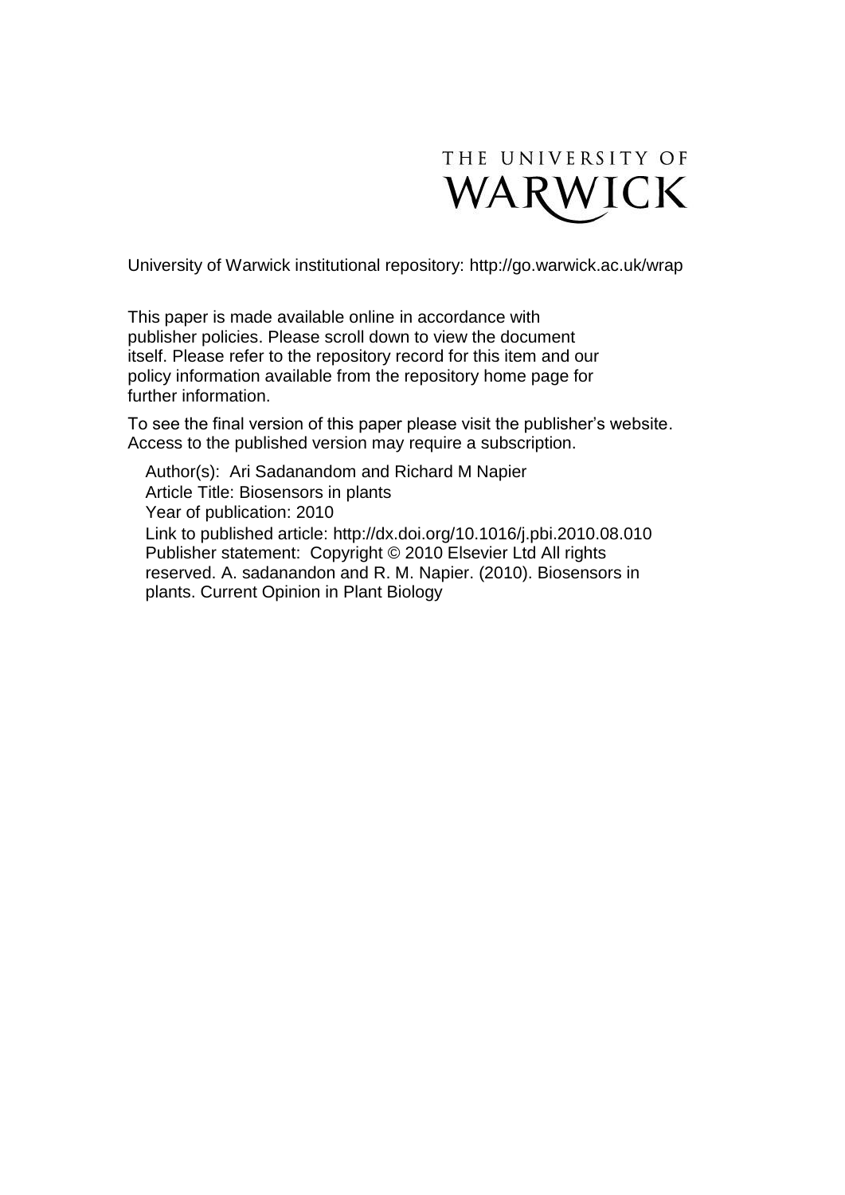THE UNIVERSITY OF WARWICK

University of Warwick institutional repository: http://go.warwick.ac.uk/wrap

This paper is made available online in accordance with publisher policies. Please scroll down to view the document itself. Please refer to the repository record for this item and our policy information available from the repository home page for further information.

To see the final version of this paper please visit the publisher's website. Access to the published version may require a subscription.

Author(s): Ari Sadanandom and Richard M Napier
Article Title: Biosensors in plants
Year of publication: 2010
Link to published article: http://dx.doi.org/10.1016/j.pbi.2010.08.010
Publisher statement: Copyright © 2010 Elsevier Ltd All rights reserved. A. sadanandon and R. M. Napier. (2010). Biosensors in plants. Current Opinion in Plant Biology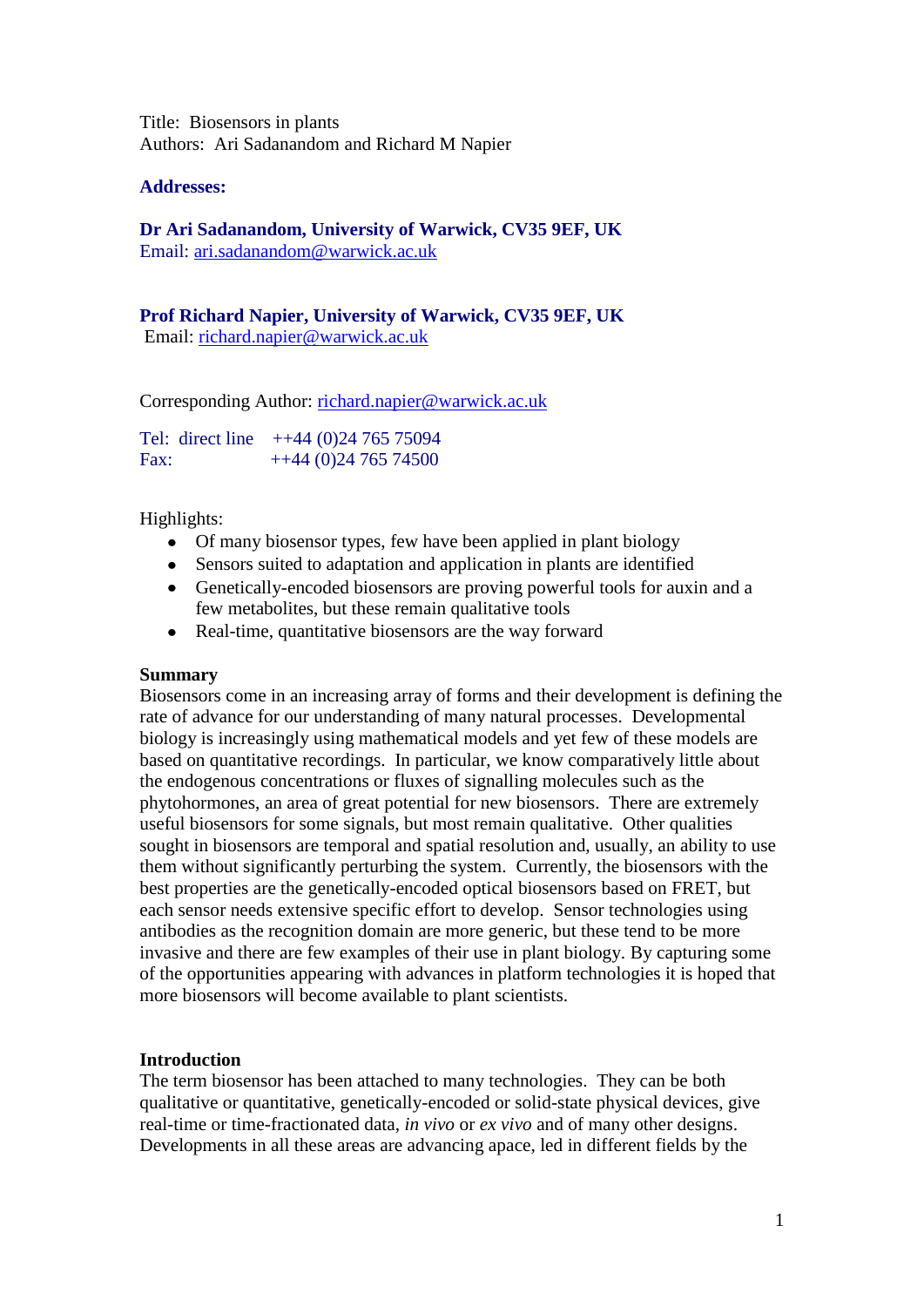Title: Biosensors in plants
Authors: Ari Sadanandom and Richard M Napier

**Addresses:**

**Dr Ari Sadanandom, University of Warwick, CV35 9EF, UK**
Email: ari.sadanandom@warwick.ac.uk

**Prof Richard Napier, University of Warwick, CV35 9EF, UK**
Email: richard.napier@warwick.ac.uk

Corresponding Author: richard.napier@warwick.ac.uk

Tel: direct line ++44 (0)24 765 75094
Fax: ++44 (0)24 765 74500

Highlights:

- Of many biosensor types, few have been applied in plant biology
- Sensors suited to adaptation and application in plants are identified
- Genetically-encoded biosensors are proving powerful tools for auxin and a few metabolites, but these remain qualitative tools
- Real-time, quantitative biosensors are the way forward

**Summary**
Biosensors come in an increasing array of forms and their development is defining the rate of advance for our understanding of many natural processes. Developmental biology is increasingly using mathematical models and yet few of these models are based on quantitative recordings. In particular, we know comparatively little about the endogenous concentrations or fluxes of signalling molecules such as the phytohormones, an area of great potential for new biosensors. There are extremely useful biosensors for some signals, but most remain qualitative. Other qualities sought in biosensors are temporal and spatial resolution and, usually, an ability to use them without significantly perturbing the system. Currently, the biosensors with the best properties are the genetically-encoded optical biosensors based on FRET, but each sensor needs extensive specific effort to develop. Sensor technologies using antibodies as the recognition domain are more generic, but these tend to be more invasive and there are few examples of their use in plant biology. By capturing some of the opportunities appearing with advances in platform technologies it is hoped that more biosensors will become available to plant scientists.

**Introduction**
The term biosensor has been attached to many technologies. They can be both qualitative or quantitative, genetically-encoded or solid-state physical devices, give real-time or time-fractionated data, *in vivo* or *ex vivo* and of many other designs. Developments in all these areas are advancing apace, led in different fields by the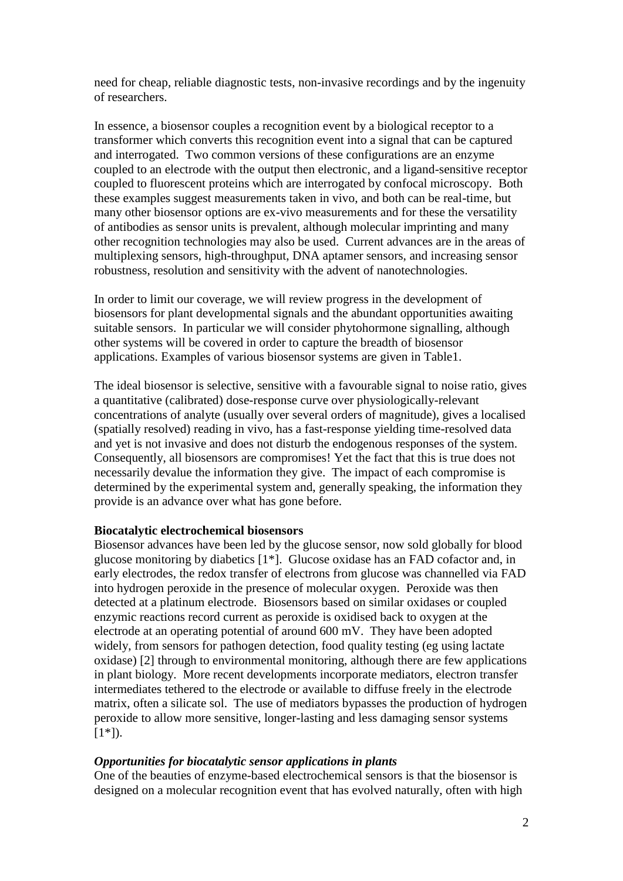need for cheap, reliable diagnostic tests, non-invasive recordings and by the ingenuity of researchers.

In essence, a biosensor couples a recognition event by a biological receptor to a transformer which converts this recognition event into a signal that can be captured and interrogated. Two common versions of these configurations are an enzyme coupled to an electrode with the output then electronic, and a ligand-sensitive receptor coupled to fluorescent proteins which are interrogated by confocal microscopy. Both these examples suggest measurements taken in vivo, and both can be real-time, but many other biosensor options are ex-vivo measurements and for these the versatility of antibodies as sensor units is prevalent, although molecular imprinting and many other recognition technologies may also be used. Current advances are in the areas of multiplexing sensors, high-throughput, DNA aptamer sensors, and increasing sensor robustness, resolution and sensitivity with the advent of nanotechnologies.

In order to limit our coverage, we will review progress in the development of biosensors for plant developmental signals and the abundant opportunities awaiting suitable sensors. In particular we will consider phytohormone signalling, although other systems will be covered in order to capture the breadth of biosensor applications. Examples of various biosensor systems are given in Table1.

The ideal biosensor is selective, sensitive with a favourable signal to noise ratio, gives a quantitative (calibrated) dose-response curve over physiologically-relevant concentrations of analyte (usually over several orders of magnitude), gives a localised (spatially resolved) reading in vivo, has a fast-response yielding time-resolved data and yet is not invasive and does not disturb the endogenous responses of the system. Consequently, all biosensors are compromises! Yet the fact that this is true does not necessarily devalue the information they give. The impact of each compromise is determined by the experimental system and, generally speaking, the information they provide is an advance over what has gone before.

**Biocatalytic electrochemical biosensors**

Biosensor advances have been led by the glucose sensor, now sold globally for blood glucose monitoring by diabetics [1*]. Glucose oxidase has an FAD cofactor and, in early electrodes, the redox transfer of electrons from glucose was channelled via FAD into hydrogen peroxide in the presence of molecular oxygen. Peroxide was then detected at a platinum electrode. Biosensors based on similar oxidases or coupled enzymic reactions record current as peroxide is oxidised back to oxygen at the electrode at an operating potential of around 600 mV. They have been adopted widely, from sensors for pathogen detection, food quality testing (eg using lactate oxidase) [2] through to environmental monitoring, although there are few applications in plant biology. More recent developments incorporate mediators, electron transfer intermediates tethered to the electrode or available to diffuse freely in the electrode matrix, often a silicate sol. The use of mediators bypasses the production of hydrogen peroxide to allow more sensitive, longer-lasting and less damaging sensor systems [1*]).

***Opportunities for biocatalytic sensor applications in plants***

One of the beauties of enzyme-based electrochemical sensors is that the biosensor is designed on a molecular recognition event that has evolved naturally, often with high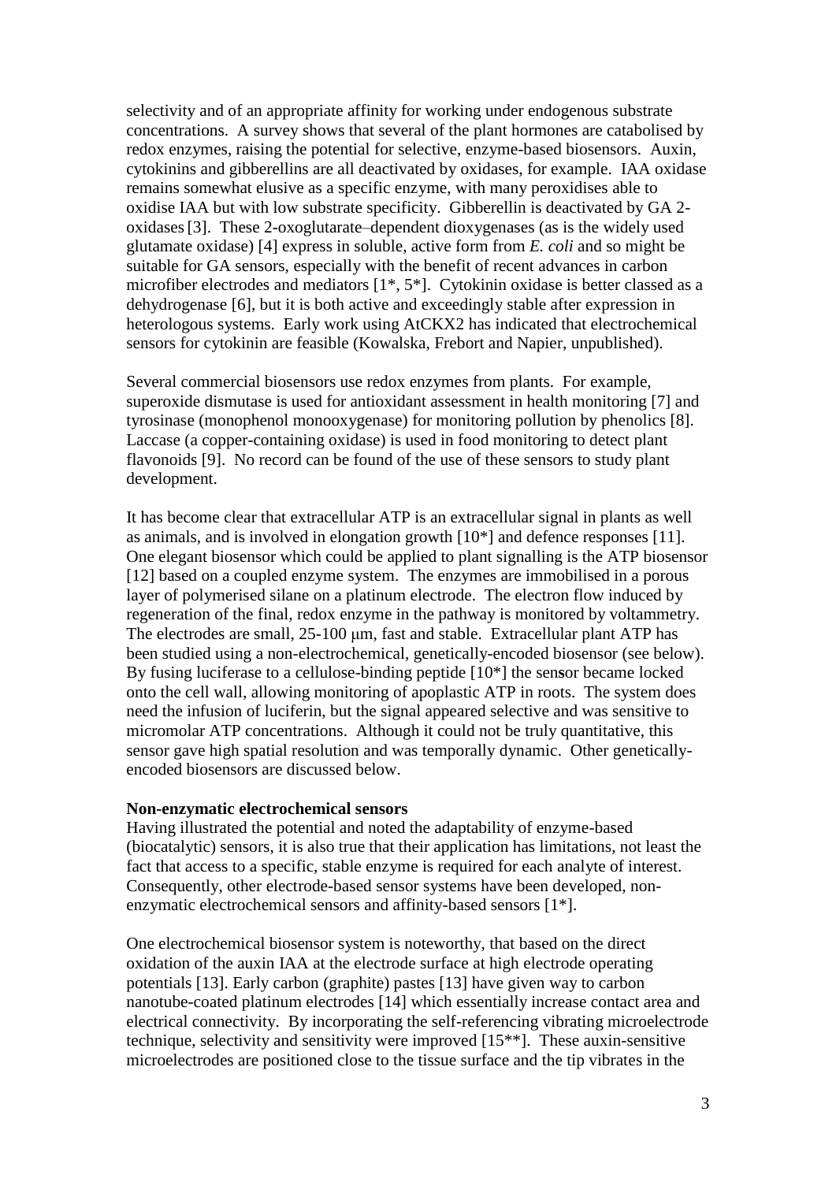selectivity and of an appropriate affinity for working under endogenous substrate concentrations. A survey shows that several of the plant hormones are catabolised by redox enzymes, raising the potential for selective, enzyme-based biosensors. Auxin, cytokinins and gibberellins are all deactivated by oxidases, for example. IAA oxidase remains somewhat elusive as a specific enzyme, with many peroxidises able to oxidise IAA but with low substrate specificity. Gibberellin is deactivated by GA 2-oxidases [3]. These 2-oxoglutarate–dependent dioxygenases (as is the widely used glutamate oxidase) [4] express in soluble, active form from *E. coli* and so might be suitable for GA sensors, especially with the benefit of recent advances in carbon microfiber electrodes and mediators [1*, 5*]. Cytokinin oxidase is better classed as a dehydrogenase [6], but it is both active and exceedingly stable after expression in heterologous systems. Early work using AtCKX2 has indicated that electrochemical sensors for cytokinin are feasible (Kowalska, Frebort and Napier, unpublished).

Several commercial biosensors use redox enzymes from plants. For example, superoxide dismutase is used for antioxidant assessment in health monitoring [7] and tyrosinase (monophenol monooxygenase) for monitoring pollution by phenolics [8]. Laccase (a copper-containing oxidase) is used in food monitoring to detect plant flavonoids [9]. No record can be found of the use of these sensors to study plant development.

It has become clear that extracellular ATP is an extracellular signal in plants as well as animals, and is involved in elongation growth [10*] and defence responses [11]. One elegant biosensor which could be applied to plant signalling is the ATP biosensor [12] based on a coupled enzyme system. The enzymes are immobilised in a porous layer of polymerised silane on a platinum electrode. The electron flow induced by regeneration of the final, redox enzyme in the pathway is monitored by voltammetry. The electrodes are small, 25-100 μm, fast and stable. Extracellular plant ATP has been studied using a non-electrochemical, genetically-encoded biosensor (see below). By fusing luciferase to a cellulose-binding peptide [10*] the sensor became locked onto the cell wall, allowing monitoring of apoplastic ATP in roots. The system does need the infusion of luciferin, but the signal appeared selective and was sensitive to micromolar ATP concentrations. Although it could not be truly quantitative, this sensor gave high spatial resolution and was temporally dynamic. Other genetically-encoded biosensors are discussed below.

**Non-enzymatic electrochemical sensors**

Having illustrated the potential and noted the adaptability of enzyme-based (biocatalytic) sensors, it is also true that their application has limitations, not least the fact that access to a specific, stable enzyme is required for each analyte of interest. Consequently, other electrode-based sensor systems have been developed, non-enzymatic electrochemical sensors and affinity-based sensors [1*].

One electrochemical biosensor system is noteworthy, that based on the direct oxidation of the auxin IAA at the electrode surface at high electrode operating potentials [13]. Early carbon (graphite) pastes [13] have given way to carbon nanotube-coated platinum electrodes [14] which essentially increase contact area and electrical connectivity. By incorporating the self-referencing vibrating microelectrode technique, selectivity and sensitivity were improved [15**]. These auxin-sensitive microelectrodes are positioned close to the tissue surface and the tip vibrates in the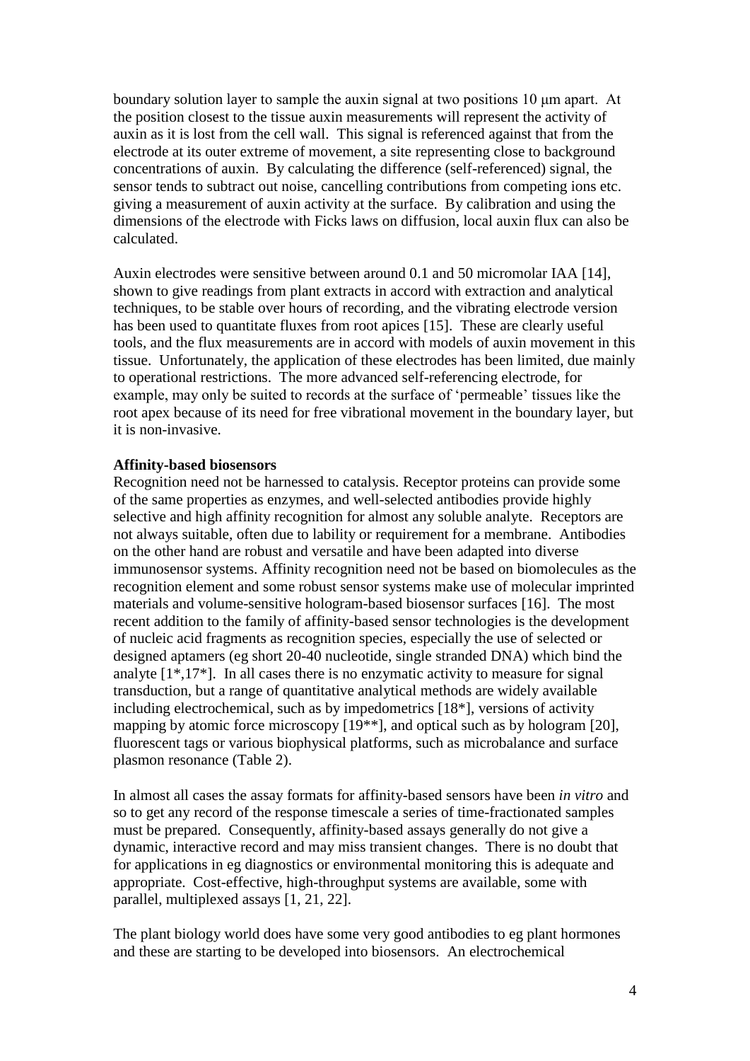boundary solution layer to sample the auxin signal at two positions 10 μm apart. At the position closest to the tissue auxin measurements will represent the activity of auxin as it is lost from the cell wall. This signal is referenced against that from the electrode at its outer extreme of movement, a site representing close to background concentrations of auxin. By calculating the difference (self-referenced) signal, the sensor tends to subtract out noise, cancelling contributions from competing ions etc. giving a measurement of auxin activity at the surface. By calibration and using the dimensions of the electrode with Ficks laws on diffusion, local auxin flux can also be calculated.

Auxin electrodes were sensitive between around 0.1 and 50 micromolar IAA [14], shown to give readings from plant extracts in accord with extraction and analytical techniques, to be stable over hours of recording, and the vibrating electrode version has been used to quantitate fluxes from root apices [15]. These are clearly useful tools, and the flux measurements are in accord with models of auxin movement in this tissue. Unfortunately, the application of these electrodes has been limited, due mainly to operational restrictions. The more advanced self-referencing electrode, for example, may only be suited to records at the surface of 'permeable' tissues like the root apex because of its need for free vibrational movement in the boundary layer, but it is non-invasive.

**Affinity-based biosensors**

Recognition need not be harnessed to catalysis. Receptor proteins can provide some of the same properties as enzymes, and well-selected antibodies provide highly selective and high affinity recognition for almost any soluble analyte. Receptors are not always suitable, often due to lability or requirement for a membrane. Antibodies on the other hand are robust and versatile and have been adapted into diverse immunosensor systems. Affinity recognition need not be based on biomolecules as the recognition element and some robust sensor systems make use of molecular imprinted materials and volume-sensitive hologram-based biosensor surfaces [16]. The most recent addition to the family of affinity-based sensor technologies is the development of nucleic acid fragments as recognition species, especially the use of selected or designed aptamers (eg short 20-40 nucleotide, single stranded DNA) which bind the analyte [1*,17*]. In all cases there is no enzymatic activity to measure for signal transduction, but a range of quantitative analytical methods are widely available including electrochemical, such as by impedometrics [18*], versions of activity mapping by atomic force microscopy [19**], and optical such as by hologram [20], fluorescent tags or various biophysical platforms, such as microbalance and surface plasmon resonance (Table 2).

In almost all cases the assay formats for affinity-based sensors have been *in vitro* and so to get any record of the response timescale a series of time-fractionated samples must be prepared. Consequently, affinity-based assays generally do not give a dynamic, interactive record and may miss transient changes. There is no doubt that for applications in eg diagnostics or environmental monitoring this is adequate and appropriate. Cost-effective, high-throughput systems are available, some with parallel, multiplexed assays [1, 21, 22].

The plant biology world does have some very good antibodies to eg plant hormones and these are starting to be developed into biosensors. An electrochemical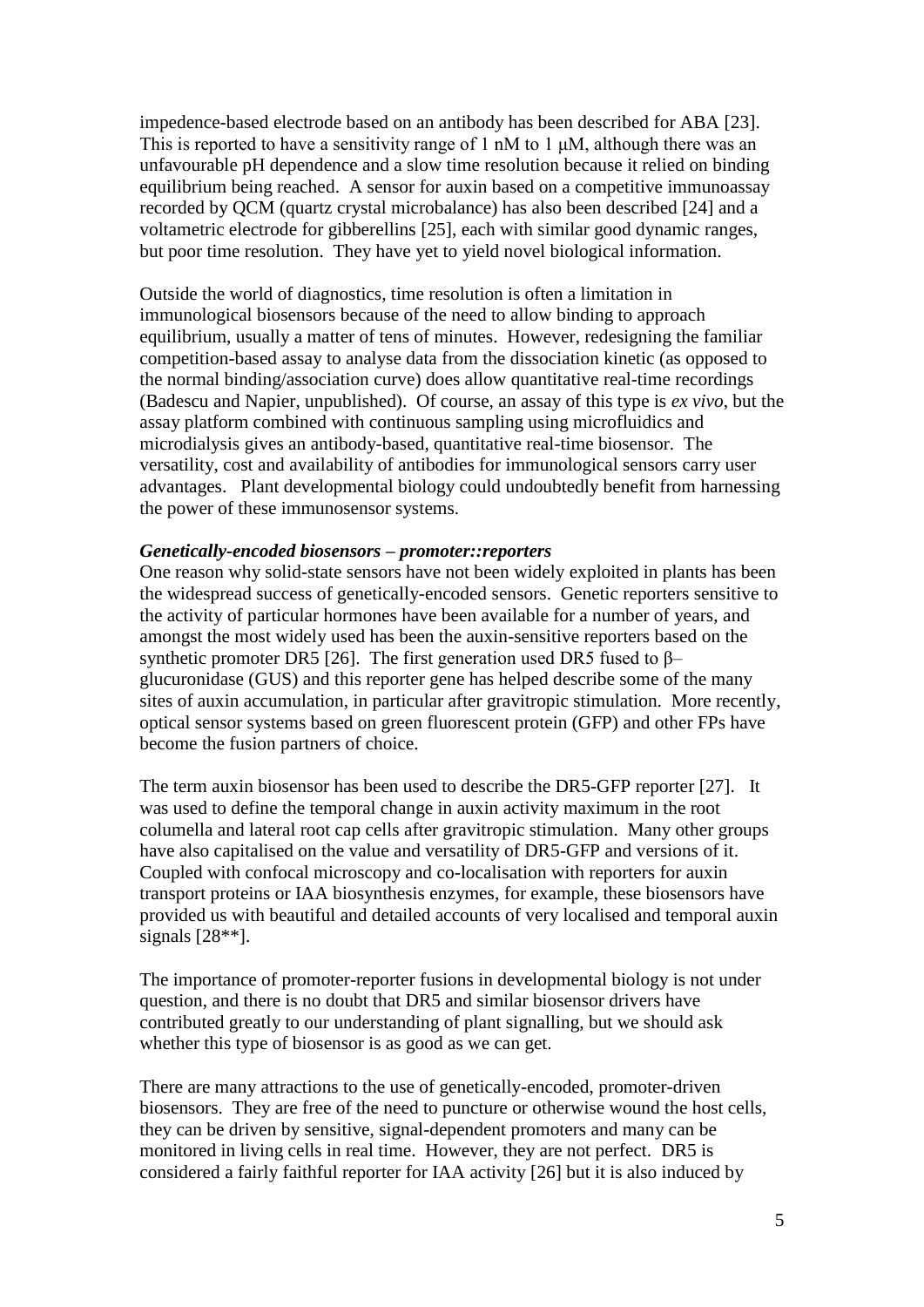impedence-based electrode based on an antibody has been described for ABA [23]. This is reported to have a sensitivity range of 1 nM to 1 μM, although there was an unfavourable pH dependence and a slow time resolution because it relied on binding equilibrium being reached. A sensor for auxin based on a competitive immunoassay recorded by QCM (quartz crystal microbalance) has also been described [24] and a voltametric electrode for gibberellins [25], each with similar good dynamic ranges, but poor time resolution. They have yet to yield novel biological information.

Outside the world of diagnostics, time resolution is often a limitation in immunological biosensors because of the need to allow binding to approach equilibrium, usually a matter of tens of minutes. However, redesigning the familiar competition-based assay to analyse data from the dissociation kinetic (as opposed to the normal binding/association curve) does allow quantitative real-time recordings (Badescu and Napier, unpublished). Of course, an assay of this type is *ex vivo*, but the assay platform combined with continuous sampling using microfluidics and microdialysis gives an antibody-based, quantitative real-time biosensor. The versatility, cost and availability of antibodies for immunological sensors carry user advantages. Plant developmental biology could undoubtedly benefit from harnessing the power of these immunosensor systems.

***Genetically-encoded biosensors – promoter::reporters***

One reason why solid-state sensors have not been widely exploited in plants has been the widespread success of genetically-encoded sensors. Genetic reporters sensitive to the activity of particular hormones have been available for a number of years, and amongst the most widely used has been the auxin-sensitive reporters based on the synthetic promoter DR5 [26]. The first generation used DR5 fused to β–glucuronidase (GUS) and this reporter gene has helped describe some of the many sites of auxin accumulation, in particular after gravitropic stimulation. More recently, optical sensor systems based on green fluorescent protein (GFP) and other FPs have become the fusion partners of choice.

The term auxin biosensor has been used to describe the DR5-GFP reporter [27]. It was used to define the temporal change in auxin activity maximum in the root columella and lateral root cap cells after gravitropic stimulation. Many other groups have also capitalised on the value and versatility of DR5-GFP and versions of it. Coupled with confocal microscopy and co-localisation with reporters for auxin transport proteins or IAA biosynthesis enzymes, for example, these biosensors have provided us with beautiful and detailed accounts of very localised and temporal auxin signals [28**].

The importance of promoter-reporter fusions in developmental biology is not under question, and there is no doubt that DR5 and similar biosensor drivers have contributed greatly to our understanding of plant signalling, but we should ask whether this type of biosensor is as good as we can get.

There are many attractions to the use of genetically-encoded, promoter-driven biosensors. They are free of the need to puncture or otherwise wound the host cells, they can be driven by sensitive, signal-dependent promoters and many can be monitored in living cells in real time. However, they are not perfect. DR5 is considered a fairly faithful reporter for IAA activity [26] but it is also induced by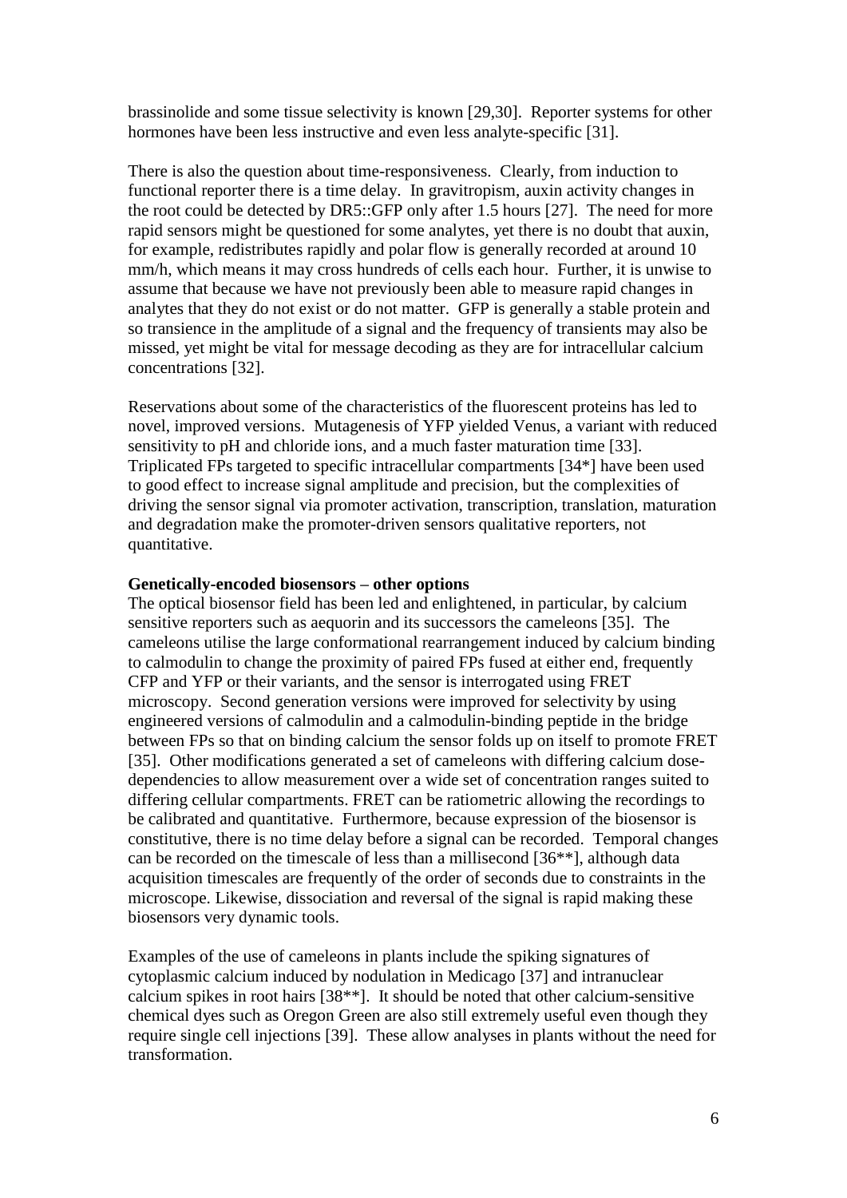brassinolide and some tissue selectivity is known [29,30]. Reporter systems for other hormones have been less instructive and even less analyte-specific [31].

There is also the question about time-responsiveness. Clearly, from induction to functional reporter there is a time delay. In gravitropism, auxin activity changes in the root could be detected by DR5::GFP only after 1.5 hours [27]. The need for more rapid sensors might be questioned for some analytes, yet there is no doubt that auxin, for example, redistributes rapidly and polar flow is generally recorded at around 10 mm/h, which means it may cross hundreds of cells each hour. Further, it is unwise to assume that because we have not previously been able to measure rapid changes in analytes that they do not exist or do not matter. GFP is generally a stable protein and so transience in the amplitude of a signal and the frequency of transients may also be missed, yet might be vital for message decoding as they are for intracellular calcium concentrations [32].

Reservations about some of the characteristics of the fluorescent proteins has led to novel, improved versions. Mutagenesis of YFP yielded Venus, a variant with reduced sensitivity to pH and chloride ions, and a much faster maturation time [33]. Triplicated FPs targeted to specific intracellular compartments [34*] have been used to good effect to increase signal amplitude and precision, but the complexities of driving the sensor signal via promoter activation, transcription, translation, maturation and degradation make the promoter-driven sensors qualitative reporters, not quantitative.

**Genetically-encoded biosensors – other options**

The optical biosensor field has been led and enlightened, in particular, by calcium sensitive reporters such as aequorin and its successors the cameleons [35]. The cameleons utilise the large conformational rearrangement induced by calcium binding to calmodulin to change the proximity of paired FPs fused at either end, frequently CFP and YFP or their variants, and the sensor is interrogated using FRET microscopy. Second generation versions were improved for selectivity by using engineered versions of calmodulin and a calmodulin-binding peptide in the bridge between FPs so that on binding calcium the sensor folds up on itself to promote FRET [35]. Other modifications generated a set of cameleons with differing calcium dose-dependencies to allow measurement over a wide set of concentration ranges suited to differing cellular compartments. FRET can be ratiometric allowing the recordings to be calibrated and quantitative. Furthermore, because expression of the biosensor is constitutive, there is no time delay before a signal can be recorded. Temporal changes can be recorded on the timescale of less than a millisecond [36**], although data acquisition timescales are frequently of the order of seconds due to constraints in the microscope. Likewise, dissociation and reversal of the signal is rapid making these biosensors very dynamic tools.

Examples of the use of cameleons in plants include the spiking signatures of cytoplasmic calcium induced by nodulation in Medicago [37] and intranuclear calcium spikes in root hairs [38**]. It should be noted that other calcium-sensitive chemical dyes such as Oregon Green are also still extremely useful even though they require single cell injections [39]. These allow analyses in plants without the need for transformation.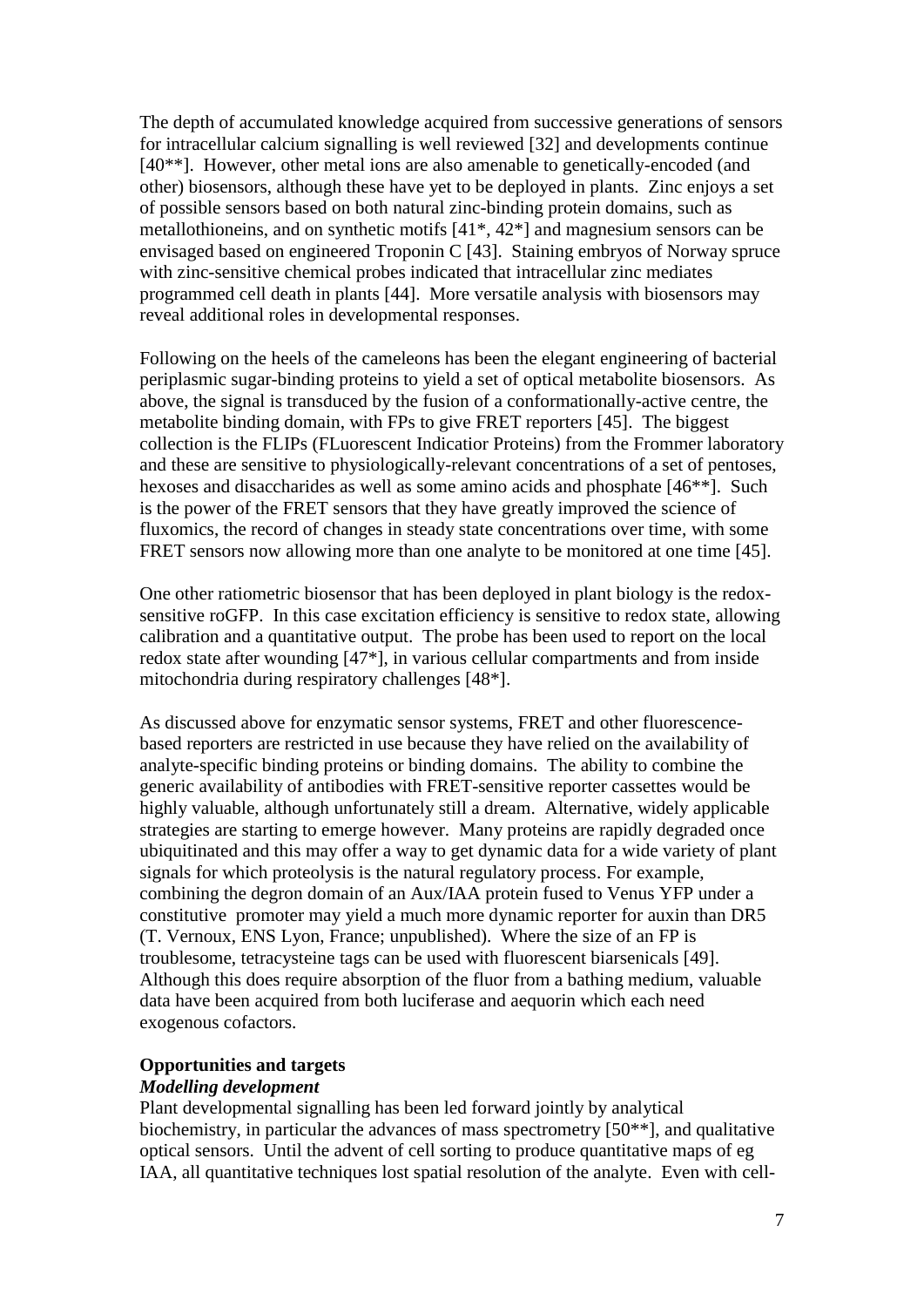The depth of accumulated knowledge acquired from successive generations of sensors for intracellular calcium signalling is well reviewed [32] and developments continue [40**]. However, other metal ions are also amenable to genetically-encoded (and other) biosensors, although these have yet to be deployed in plants. Zinc enjoys a set of possible sensors based on both natural zinc-binding protein domains, such as metallothioneins, and on synthetic motifs [41*, 42*] and magnesium sensors can be envisaged based on engineered Troponin C [43]. Staining embryos of Norway spruce with zinc-sensitive chemical probes indicated that intracellular zinc mediates programmed cell death in plants [44]. More versatile analysis with biosensors may reveal additional roles in developmental responses.

Following on the heels of the cameleons has been the elegant engineering of bacterial periplasmic sugar-binding proteins to yield a set of optical metabolite biosensors. As above, the signal is transduced by the fusion of a conformationally-active centre, the metabolite binding domain, with FPs to give FRET reporters [45]. The biggest collection is the FLIPs (FLuorescent Indicatior Proteins) from the Frommer laboratory and these are sensitive to physiologically-relevant concentrations of a set of pentoses, hexoses and disaccharides as well as some amino acids and phosphate [46**]. Such is the power of the FRET sensors that they have greatly improved the science of fluxomics, the record of changes in steady state concentrations over time, with some FRET sensors now allowing more than one analyte to be monitored at one time [45].

One other ratiometric biosensor that has been deployed in plant biology is the redox-sensitive roGFP. In this case excitation efficiency is sensitive to redox state, allowing calibration and a quantitative output. The probe has been used to report on the local redox state after wounding [47*], in various cellular compartments and from inside mitochondria during respiratory challenges [48*].

As discussed above for enzymatic sensor systems, FRET and other fluorescence-based reporters are restricted in use because they have relied on the availability of analyte-specific binding proteins or binding domains. The ability to combine the generic availability of antibodies with FRET-sensitive reporter cassettes would be highly valuable, although unfortunately still a dream. Alternative, widely applicable strategies are starting to emerge however. Many proteins are rapidly degraded once ubiquitinated and this may offer a way to get dynamic data for a wide variety of plant signals for which proteolysis is the natural regulatory process. For example, combining the degron domain of an Aux/IAA protein fused to Venus YFP under a constitutive promoter may yield a much more dynamic reporter for auxin than DR5 (T. Vernoux, ENS Lyon, France; unpublished). Where the size of an FP is troublesome, tetracysteine tags can be used with fluorescent biarsenicals [49]. Although this does require absorption of the fluor from a bathing medium, valuable data have been acquired from both luciferase and aequorin which each need exogenous cofactors.

## Opportunities and targets

### *Modelling development*

Plant developmental signalling has been led forward jointly by analytical biochemistry, in particular the advances of mass spectrometry [50**], and qualitative optical sensors. Until the advent of cell sorting to produce quantitative maps of eg IAA, all quantitative techniques lost spatial resolution of the analyte. Even with cell-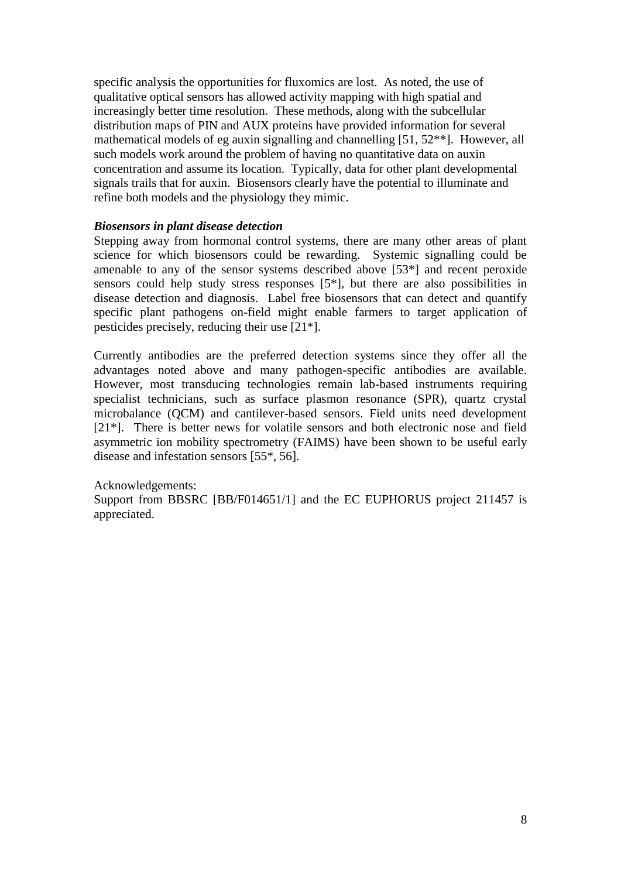specific analysis the opportunities for fluxomics are lost. As noted, the use of qualitative optical sensors has allowed activity mapping with high spatial and increasingly better time resolution. These methods, along with the subcellular distribution maps of PIN and AUX proteins have provided information for several mathematical models of eg auxin signalling and channelling [51, 52**]. However, all such models work around the problem of having no quantitative data on auxin concentration and assume its location. Typically, data for other plant developmental signals trails that for auxin. Biosensors clearly have the potential to illuminate and refine both models and the physiology they mimic.

***Biosensors in plant disease detection***

Stepping away from hormonal control systems, there are many other areas of plant science for which biosensors could be rewarding. Systemic signalling could be amenable to any of the sensor systems described above [53*] and recent peroxide sensors could help study stress responses [5*], but there are also possibilities in disease detection and diagnosis. Label free biosensors that can detect and quantify specific plant pathogens on-field might enable farmers to target application of pesticides precisely, reducing their use [21*].

Currently antibodies are the preferred detection systems since they offer all the advantages noted above and many pathogen-specific antibodies are available. However, most transducing technologies remain lab-based instruments requiring specialist technicians, such as surface plasmon resonance (SPR), quartz crystal microbalance (QCM) and cantilever-based sensors. Field units need development [21*]. There is better news for volatile sensors and both electronic nose and field asymmetric ion mobility spectrometry (FAIMS) have been shown to be useful early disease and infestation sensors [55*, 56].

Acknowledgements:

Support from BBSRC [BB/F014651/1] and the EC EUPHORUS project 211457 is appreciated.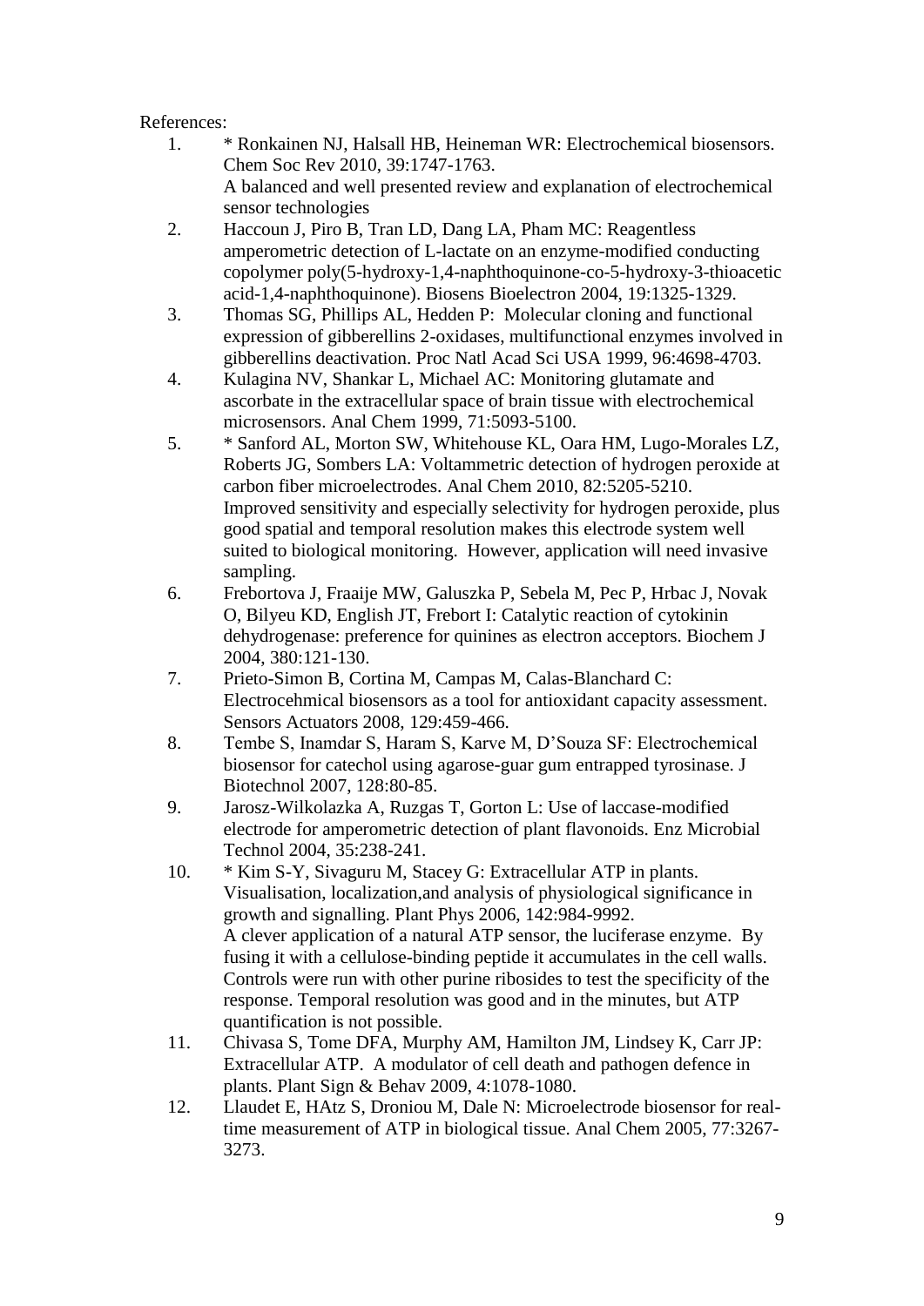References:

1. * Ronkainen NJ, Halsall HB, Heineman WR: Electrochemical biosensors. Chem Soc Rev 2010, 39:1747-1763.
   A balanced and well presented review and explanation of electrochemical sensor technologies
2. Haccoun J, Piro B, Tran LD, Dang LA, Pham MC: Reagentless amperometric detection of L-lactate on an enzyme-modified conducting copolymer poly(5-hydroxy-1,4-naphthoquinone-co-5-hydroxy-3-thioacetic acid-1,4-naphthoquinone). Biosens Bioelectron 2004, 19:1325-1329.
3. Thomas SG, Phillips AL, Hedden P: Molecular cloning and functional expression of gibberellins 2-oxidases, multifunctional enzymes involved in gibberellins deactivation. Proc Natl Acad Sci USA 1999, 96:4698-4703.
4. Kulagina NV, Shankar L, Michael AC: Monitoring glutamate and ascorbate in the extracellular space of brain tissue with electrochemical microsensors. Anal Chem 1999, 71:5093-5100.
5. * Sanford AL, Morton SW, Whitehouse KL, Oara HM, Lugo-Morales LZ, Roberts JG, Sombers LA: Voltammetric detection of hydrogen peroxide at carbon fiber microelectrodes. Anal Chem 2010, 82:5205-5210.
   Improved sensitivity and especially selectivity for hydrogen peroxide, plus good spatial and temporal resolution makes this electrode system well suited to biological monitoring. However, application will need invasive sampling.
6. Frebortova J, Fraaije MW, Galuszka P, Sebela M, Pec P, Hrbac J, Novak O, Bilyeu KD, English JT, Frebort I: Catalytic reaction of cytokinin dehydrogenase: preference for quinines as electron acceptors. Biochem J 2004, 380:121-130.
7. Prieto-Simon B, Cortina M, Campas M, Calas-Blanchard C: Electrocehmical biosensors as a tool for antioxidant capacity assessment. Sensors Actuators 2008, 129:459-466.
8. Tembe S, Inamdar S, Haram S, Karve M, D'Souza SF: Electrochemical biosensor for catechol using agarose-guar gum entrapped tyrosinase. J Biotechnol 2007, 128:80-85.
9. Jarosz-Wilkolazka A, Ruzgas T, Gorton L: Use of laccase-modified electrode for amperometric detection of plant flavonoids. Enz Microbial Technol 2004, 35:238-241.
10. * Kim S-Y, Sivaguru M, Stacey G: Extracellular ATP in plants. Visualisation, localization,and analysis of physiological significance in growth and signalling. Plant Phys 2006, 142:984-9992.
    A clever application of a natural ATP sensor, the luciferase enzyme. By fusing it with a cellulose-binding peptide it accumulates in the cell walls. Controls were run with other purine ribosides to test the specificity of the response. Temporal resolution was good and in the minutes, but ATP quantification is not possible.
11. Chivasa S, Tome DFA, Murphy AM, Hamilton JM, Lindsey K, Carr JP: Extracellular ATP. A modulator of cell death and pathogen defence in plants. Plant Sign & Behav 2009, 4:1078-1080.
12. Llaudet E, HAtz S, Droniou M, Dale N: Microelectrode biosensor for real-time measurement of ATP in biological tissue. Anal Chem 2005, 77:3267-3273.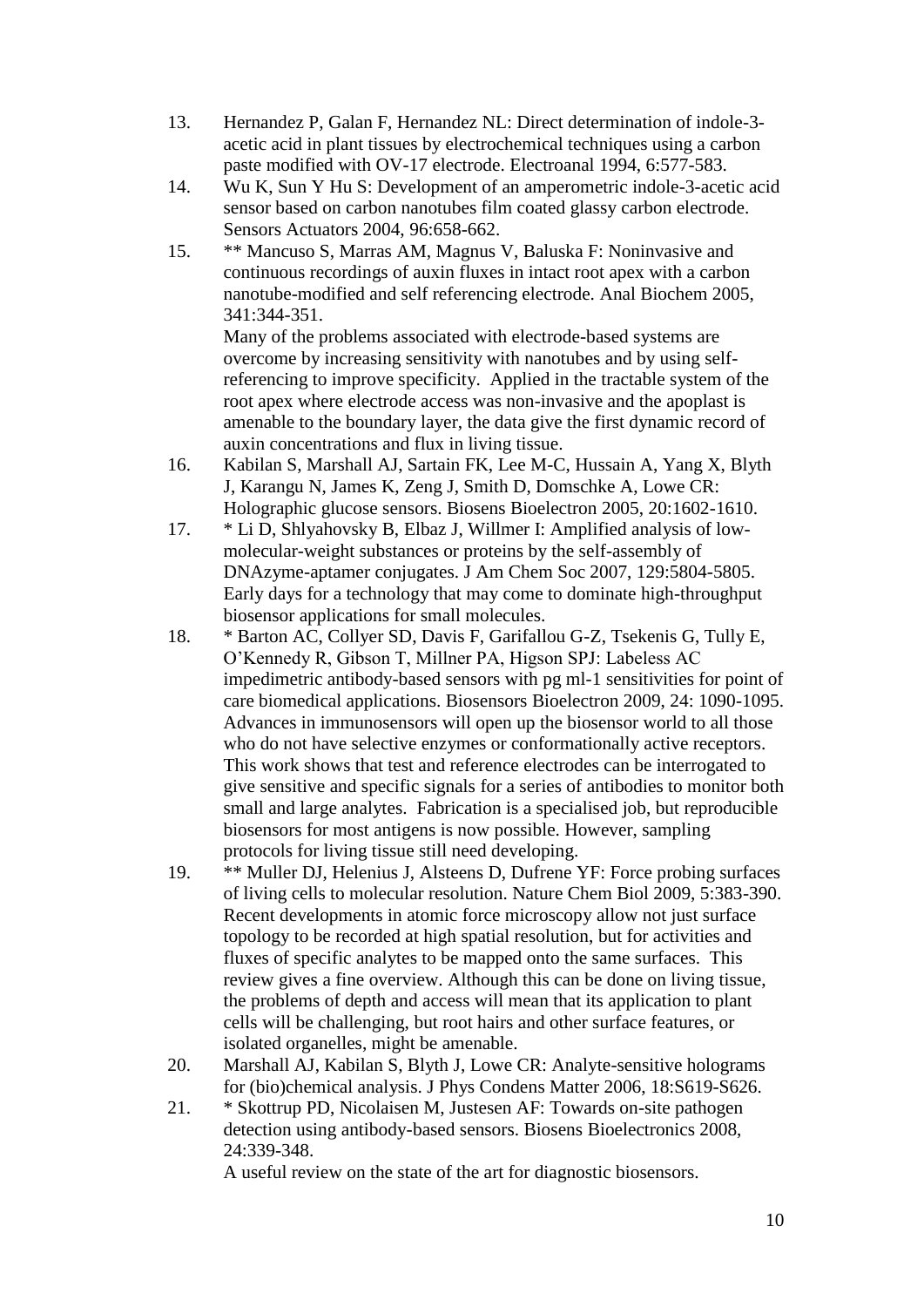13. Hernandez P, Galan F, Hernandez NL: Direct determination of indole-3-acetic acid in plant tissues by electrochemical techniques using a carbon paste modified with OV-17 electrode. Electroanal 1994, 6:577-583.
14. Wu K, Sun Y Hu S: Development of an amperometric indole-3-acetic acid sensor based on carbon nanotubes film coated glassy carbon electrode. Sensors Actuators 2004, 96:658-662.
15. ** Mancuso S, Marras AM, Magnus V, Baluska F: Noninvasive and continuous recordings of auxin fluxes in intact root apex with a carbon nanotube-modified and self referencing electrode. Anal Biochem 2005, 341:344-351.
    Many of the problems associated with electrode-based systems are overcome by increasing sensitivity with nanotubes and by using self-referencing to improve specificity. Applied in the tractable system of the root apex where electrode access was non-invasive and the apoplast is amenable to the boundary layer, the data give the first dynamic record of auxin concentrations and flux in living tissue.
16. Kabilan S, Marshall AJ, Sartain FK, Lee M-C, Hussain A, Yang X, Blyth J, Karangu N, James K, Zeng J, Smith D, Domschke A, Lowe CR: Holographic glucose sensors. Biosens Bioelectron 2005, 20:1602-1610.
17. * Li D, Shlyahovsky B, Elbaz J, Willmer I: Amplified analysis of low-molecular-weight substances or proteins by the self-assembly of DNAzyme-aptamer conjugates. J Am Chem Soc 2007, 129:5804-5805.
    Early days for a technology that may come to dominate high-throughput biosensor applications for small molecules.
18. * Barton AC, Collyer SD, Davis F, Garifallou G-Z, Tsekenis G, Tully E, O'Kennedy R, Gibson T, Millner PA, Higson SPJ: Labeless AC impedimetric antibody-based sensors with pg ml-1 sensitivities for point of care biomedical applications. Biosensors Bioelectron 2009, 24: 1090-1095.
    Advances in immunosensors will open up the biosensor world to all those who do not have selective enzymes or conformationally active receptors. This work shows that test and reference electrodes can be interrogated to give sensitive and specific signals for a series of antibodies to monitor both small and large analytes. Fabrication is a specialised job, but reproducible biosensors for most antigens is now possible. However, sampling protocols for living tissue still need developing.
19. ** Muller DJ, Helenius J, Alsteens D, Dufrene YF: Force probing surfaces of living cells to molecular resolution. Nature Chem Biol 2009, 5:383-390.
    Recent developments in atomic force microscopy allow not just surface topology to be recorded at high spatial resolution, but for activities and fluxes of specific analytes to be mapped onto the same surfaces. This review gives a fine overview. Although this can be done on living tissue, the problems of depth and access will mean that its application to plant cells will be challenging, but root hairs and other surface features, or isolated organelles, might be amenable.
20. Marshall AJ, Kabilan S, Blyth J, Lowe CR: Analyte-sensitive holograms for (bio)chemical analysis. J Phys Condens Matter 2006, 18:S619-S626.
21. * Skottrup PD, Nicolaisen M, Justesen AF: Towards on-site pathogen detection using antibody-based sensors. Biosens Bioelectronics 2008, 24:339-348.
    A useful review on the state of the art for diagnostic biosensors.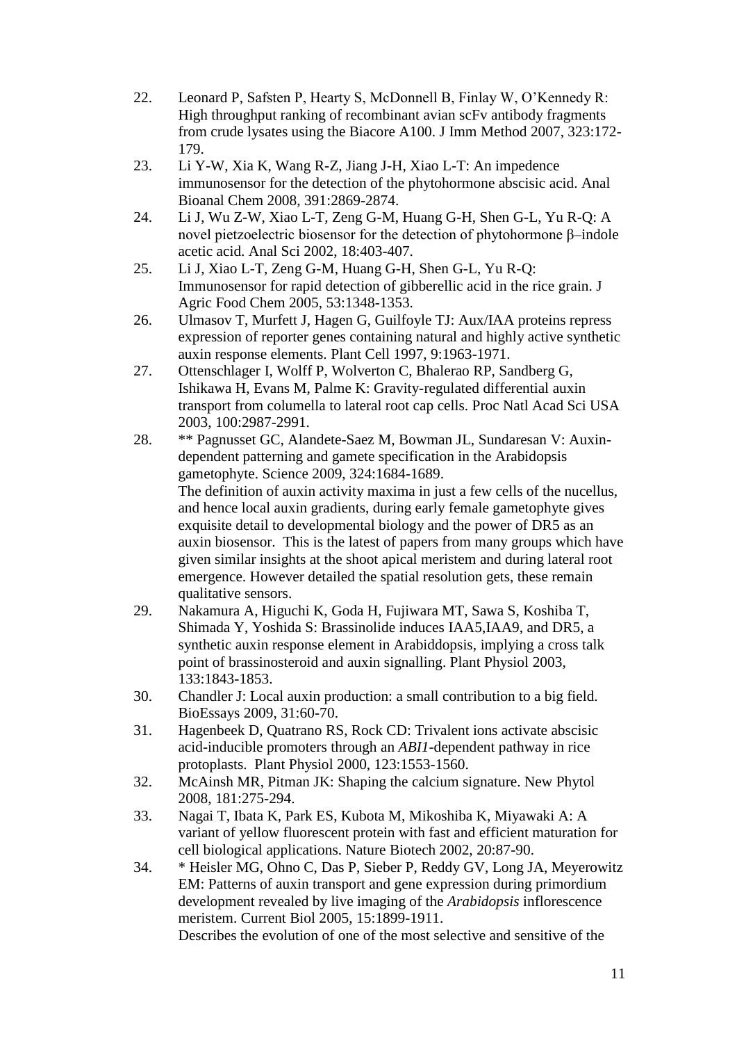22. Leonard P, Safsten P, Hearty S, McDonnell B, Finlay W, O'Kennedy R: High throughput ranking of recombinant avian scFv antibody fragments from crude lysates using the Biacore A100. J Imm Method 2007, 323:172-179.
23. Li Y-W, Xia K, Wang R-Z, Jiang J-H, Xiao L-T: An impedence immunosensor for the detection of the phytohormone abscisic acid. Anal Bioanal Chem 2008, 391:2869-2874.
24. Li J, Wu Z-W, Xiao L-T, Zeng G-M, Huang G-H, Shen G-L, Yu R-Q: A novel pietzoelectric biosensor for the detection of phytohormone β–indole acetic acid. Anal Sci 2002, 18:403-407.
25. Li J, Xiao L-T, Zeng G-M, Huang G-H, Shen G-L, Yu R-Q: Immunosensor for rapid detection of gibberellic acid in the rice grain. J Agric Food Chem 2005, 53:1348-1353.
26. Ulmasov T, Murfett J, Hagen G, Guilfoyle TJ: Aux/IAA proteins repress expression of reporter genes containing natural and highly active synthetic auxin response elements. Plant Cell 1997, 9:1963-1971.
27. Ottenschlager I, Wolff P, Wolverton C, Bhalerao RP, Sandberg G, Ishikawa H, Evans M, Palme K: Gravity-regulated differential auxin transport from columella to lateral root cap cells. Proc Natl Acad Sci USA 2003, 100:2987-2991.
28. ** Pagnusset GC, Alandete-Saez M, Bowman JL, Sundaresan V: Auxin-dependent patterning and gamete specification in the Arabidopsis gametophyte. Science 2009, 324:1684-1689.
    The definition of auxin activity maxima in just a few cells of the nucellus, and hence local auxin gradients, during early female gametophyte gives exquisite detail to developmental biology and the power of DR5 as an auxin biosensor. This is the latest of papers from many groups which have given similar insights at the shoot apical meristem and during lateral root emergence. However detailed the spatial resolution gets, these remain qualitative sensors.
29. Nakamura A, Higuchi K, Goda H, Fujiwara MT, Sawa S, Koshiba T, Shimada Y, Yoshida S: Brassinolide induces IAA5,IAA9, and DR5, a synthetic auxin response element in Arabiddopsis, implying a cross talk point of brassinosteroid and auxin signalling. Plant Physiol 2003, 133:1843-1853.
30. Chandler J: Local auxin production: a small contribution to a big field. BioEssays 2009, 31:60-70.
31. Hagenbeek D, Quatrano RS, Rock CD: Trivalent ions activate abscisic acid-inducible promoters through an *ABI1*-dependent pathway in rice protoplasts. Plant Physiol 2000, 123:1553-1560.
32. McAinsh MR, Pitman JK: Shaping the calcium signature. New Phytol 2008, 181:275-294.
33. Nagai T, Ibata K, Park ES, Kubota M, Mikoshiba K, Miyawaki A: A variant of yellow fluorescent protein with fast and efficient maturation for cell biological applications. Nature Biotech 2002, 20:87-90.
34. * Heisler MG, Ohno C, Das P, Sieber P, Reddy GV, Long JA, Meyerowitz EM: Patterns of auxin transport and gene expression during primordium development revealed by live imaging of the *Arabidopsis* inflorescence meristem. Current Biol 2005, 15:1899-1911.
    Describes the evolution of one of the most selective and sensitive of the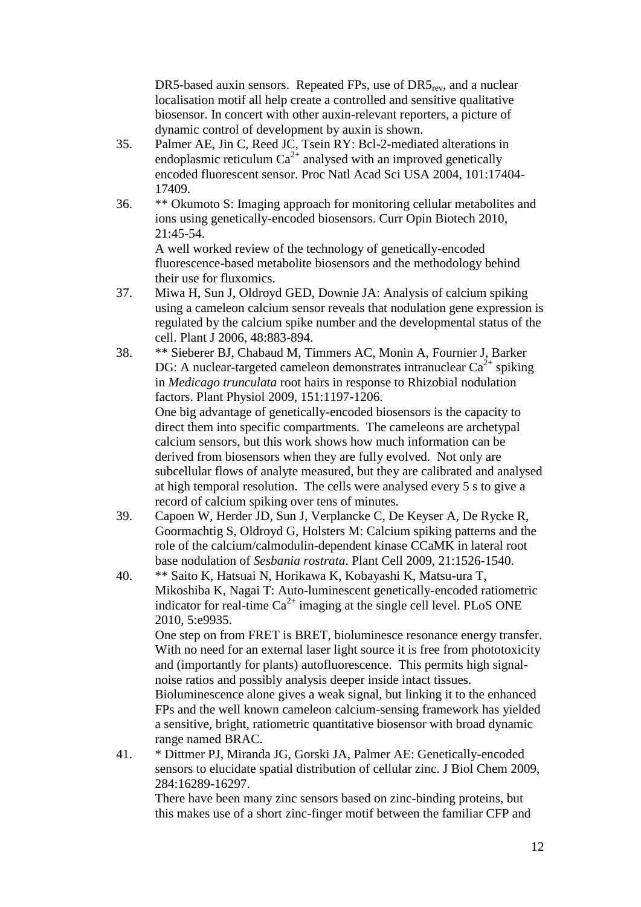DR5-based auxin sensors. Repeated FPs, use of $DR5_{rev}$, and a nuclear localisation motif all help create a controlled and sensitive qualitative biosensor. In concert with other auxin-relevant reporters, a picture of dynamic control of development by auxin is shown.

35. Palmer AE, Jin C, Reed JC, Tsein RY: Bcl-2-mediated alterations in endoplasmic reticulum $Ca^{2+}$ analysed with an improved genetically encoded fluorescent sensor. Proc Natl Acad Sci USA 2004, 101:17404-17409.

36. ** Okumoto S: Imaging approach for monitoring cellular metabolites and ions using genetically-encoded biosensors. Curr Opin Biotech 2010, 21:45-54.
    A well worked review of the technology of genetically-encoded fluorescence-based metabolite biosensors and the methodology behind their use for fluxomics.

37. Miwa H, Sun J, Oldroyd GED, Downie JA: Analysis of calcium spiking using a cameleon calcium sensor reveals that nodulation gene expression is regulated by the calcium spike number and the developmental status of the cell. Plant J 2006, 48:883-894.

38. ** Sieberer BJ, Chabaud M, Timmers AC, Monin A, Fournier J, Barker DG: A nuclear-targeted cameleon demonstrates intranuclear $Ca^{2+}$ spiking in *Medicago trunculata* root hairs in response to Rhizobial nodulation factors. Plant Physiol 2009, 151:1197-1206.
    One big advantage of genetically-encoded biosensors is the capacity to direct them into specific compartments. The cameleons are archetypal calcium sensors, but this work shows how much information can be derived from biosensors when they are fully evolved. Not only are subcellular flows of analyte measured, but they are calibrated and analysed at high temporal resolution. The cells were analysed every 5 s to give a record of calcium spiking over tens of minutes.

39. Capoen W, Herder JD, Sun J, Verplancke C, De Keyser A, De Rycke R, Goormachtig S, Oldroyd G, Holsters M: Calcium spiking patterns and the role of the calcium/calmodulin-dependent kinase CCaMK in lateral root base nodulation of *Sesbania rostrata*. Plant Cell 2009, 21:1526-1540.

40. ** Saito K, Hatsuai N, Horikawa K, Kobayashi K, Matsu-ura T, Mikoshiba K, Nagai T: Auto-luminescent genetically-encoded ratiometric indicator for real-time $Ca^{2+}$ imaging at the single cell level. PLoS ONE 2010, 5:e9935.
    One step on from FRET is BRET, bioluminesce resonance energy transfer. With no need for an external laser light source it is free from phototoxicity and (importantly for plants) autofluorescence. This permits high signal-noise ratios and possibly analysis deeper inside intact tissues. Bioluminescence alone gives a weak signal, but linking it to the enhanced FPs and the well known cameleon calcium-sensing framework has yielded a sensitive, bright, ratiometric quantitative biosensor with broad dynamic range named BRAC.

41. * Dittmer PJ, Miranda JG, Gorski JA, Palmer AE: Genetically-encoded sensors to elucidate spatial distribution of cellular zinc. J Biol Chem 2009, 284:16289-16297.
    There have been many zinc sensors based on zinc-binding proteins, but this makes use of a short zinc-finger motif between the familiar CFP and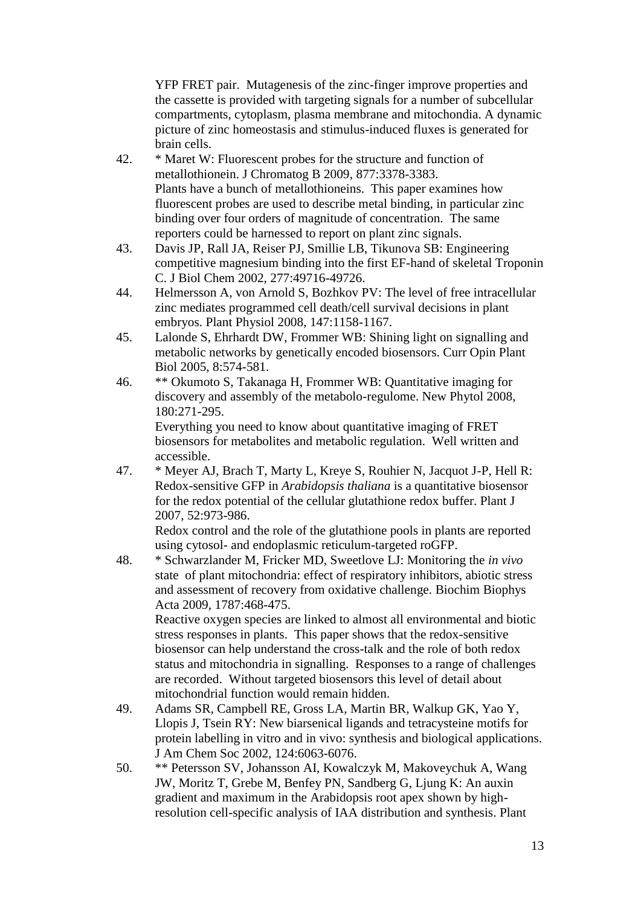YFP FRET pair. Mutagenesis of the zinc-finger improve properties and the cassette is provided with targeting signals for a number of subcellular compartments, cytoplasm, plasma membrane and mitochondia. A dynamic picture of zinc homeostasis and stimulus-induced fluxes is generated for brain cells.

42. * Maret W: Fluorescent probes for the structure and function of metallothionein. J Chromatog B 2009, 877:3378-3383.
    Plants have a bunch of metallothioneins. This paper examines how fluorescent probes are used to describe metal binding, in particular zinc binding over four orders of magnitude of concentration. The same reporters could be harnessed to report on plant zinc signals.
43. Davis JP, Rall JA, Reiser PJ, Smillie LB, Tikunova SB: Engineering competitive magnesium binding into the first EF-hand of skeletal Troponin C. J Biol Chem 2002, 277:49716-49726.
44. Helmersson A, von Arnold S, Bozhkov PV: The level of free intracellular zinc mediates programmed cell death/cell survival decisions in plant embryos. Plant Physiol 2008, 147:1158-1167.
45. Lalonde S, Ehrhardt DW, Frommer WB: Shining light on signalling and metabolic networks by genetically encoded biosensors. Curr Opin Plant Biol 2005, 8:574-581.
46. ** Okumoto S, Takanaga H, Frommer WB: Quantitative imaging for discovery and assembly of the metabolo-regulome. New Phytol 2008, 180:271-295.
    Everything you need to know about quantitative imaging of FRET biosensors for metabolites and metabolic regulation. Well written and accessible.
47. * Meyer AJ, Brach T, Marty L, Kreye S, Rouhier N, Jacquot J-P, Hell R: Redox-sensitive GFP in *Arabidopsis thaliana* is a quantitative biosensor for the redox potential of the cellular glutathione redox buffer. Plant J 2007, 52:973-986.
    Redox control and the role of the glutathione pools in plants are reported using cytosol- and endoplasmic reticulum-targeted roGFP.
48. * Schwarzlander M, Fricker MD, Sweetlove LJ: Monitoring the *in vivo* state of plant mitochondria: effect of respiratory inhibitors, abiotic stress and assessment of recovery from oxidative challenge. Biochim Biophys Acta 2009, 1787:468-475.
    Reactive oxygen species are linked to almost all environmental and biotic stress responses in plants. This paper shows that the redox-sensitive biosensor can help understand the cross-talk and the role of both redox status and mitochondria in signalling. Responses to a range of challenges are recorded. Without targeted biosensors this level of detail about mitochondrial function would remain hidden.
49. Adams SR, Campbell RE, Gross LA, Martin BR, Walkup GK, Yao Y, Llopis J, Tsein RY: New biarsenical ligands and tetracysteine motifs for protein labelling in vitro and in vivo: synthesis and biological applications. J Am Chem Soc 2002, 124:6063-6076.
50. ** Petersson SV, Johansson AI, Kowalczyk M, Makoveychuk A, Wang JW, Moritz T, Grebe M, Benfey PN, Sandberg G, Ljung K: An auxin gradient and maximum in the Arabidopsis root apex shown by high-resolution cell-specific analysis of IAA distribution and synthesis. Plant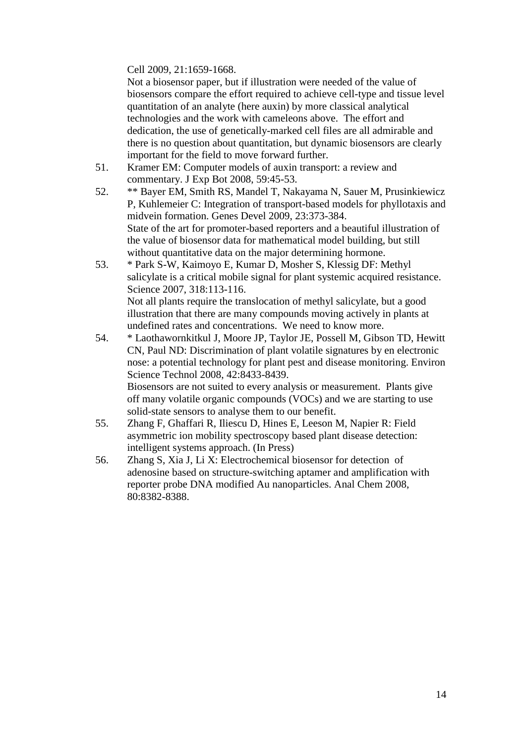Cell 2009, 21:1659-1668.
Not a biosensor paper, but if illustration were needed of the value of biosensors compare the effort required to achieve cell-type and tissue level quantitation of an analyte (here auxin) by more classical analytical technologies and the work with cameleons above. The effort and dedication, the use of genetically-marked cell files are all admirable and there is no question about quantitation, but dynamic biosensors are clearly important for the field to move forward further.

51. Kramer EM: Computer models of auxin transport: a review and commentary. J Exp Bot 2008, 59:45-53.
52. ** Bayer EM, Smith RS, Mandel T, Nakayama N, Sauer M, Prusinkiewicz P, Kuhlemeier C: Integration of transport-based models for phyllotaxis and midvein formation. Genes Devel 2009, 23:373-384.
State of the art for promoter-based reporters and a beautiful illustration of the value of biosensor data for mathematical model building, but still without quantitative data on the major determining hormone.
53. * Park S-W, Kaimoyo E, Kumar D, Mosher S, Klessig DF: Methyl salicylate is a critical mobile signal for plant systemic acquired resistance. Science 2007, 318:113-116.
Not all plants require the translocation of methyl salicylate, but a good illustration that there are many compounds moving actively in plants at undefined rates and concentrations. We need to know more.
54. * Laothawornkitkul J, Moore JP, Taylor JE, Possell M, Gibson TD, Hewitt CN, Paul ND: Discrimination of plant volatile signatures by en electronic nose: a potential technology for plant pest and disease monitoring. Environ Science Technol 2008, 42:8433-8439.
Biosensors are not suited to every analysis or measurement. Plants give off many volatile organic compounds (VOCs) and we are starting to use solid-state sensors to analyse them to our benefit.
55. Zhang F, Ghaffari R, Iliescu D, Hines E, Leeson M, Napier R: Field asymmetric ion mobility spectroscopy based plant disease detection: intelligent systems approach. (In Press)
56. Zhang S, Xia J, Li X: Electrochemical biosensor for detection of adenosine based on structure-switching aptamer and amplification with reporter probe DNA modified Au nanoparticles. Anal Chem 2008, 80:8382-8388.